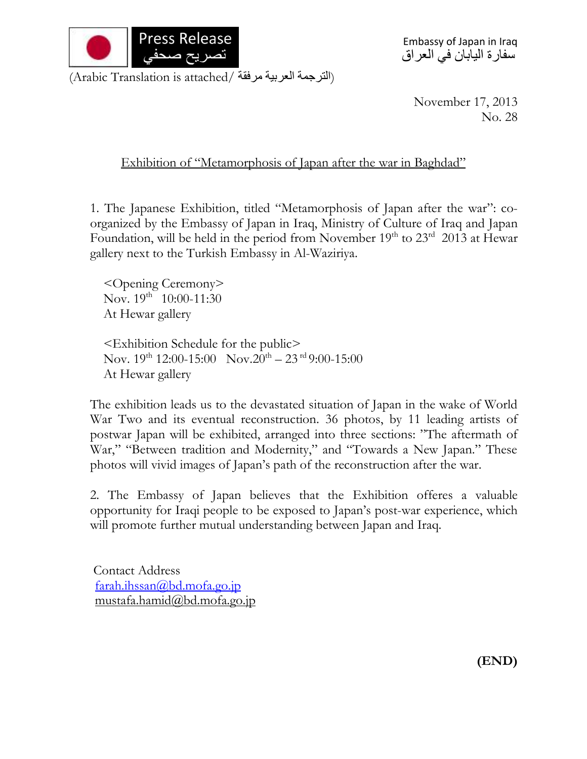Press Release
تصريح صحفي

Embassy of Japan in Iraq
سفارة اليابان في العراق

(Arabic Translation is attached/ الترجمة العربية مرفقة)

November 17, 2013
No. 28

## Exhibition of "Metamorphosis of Japan after the war in Baghdad"

1. The Japanese Exhibition, titled "Metamorphosis of Japan after the war": co-organized by the Embassy of Japan in Iraq, Ministry of Culture of Iraq and Japan Foundation, will be held in the period from November 19th to 23rd 2013 at Hewar gallery next to the Turkish Embassy in Al-Waziriya.

<Opening Ceremony>
Nov. 19th 10:00-11:30
At Hewar gallery

<Exhibition Schedule for the public>
Nov. 19th 12:00-15:00 Nov.20th – 23rd 9:00-15:00
At Hewar gallery

The exhibition leads us to the devastated situation of Japan in the wake of World War Two and its eventual reconstruction. 36 photos, by 11 leading artists of postwar Japan will be exhibited, arranged into three sections: "The aftermath of War," "Between tradition and Modernity," and "Towards a New Japan." These photos will vivid images of Japan's path of the reconstruction after the war.

2. The Embassy of Japan believes that the Exhibition offeres a valuable opportunity for Iraqi people to be exposed to Japan's post-war experience, which will promote further mutual understanding between Japan and Iraq.

Contact Address
farah.ihssan@bd.mofa.go.jp
mustafa.hamid@bd.mofa.go.jp

**(END)**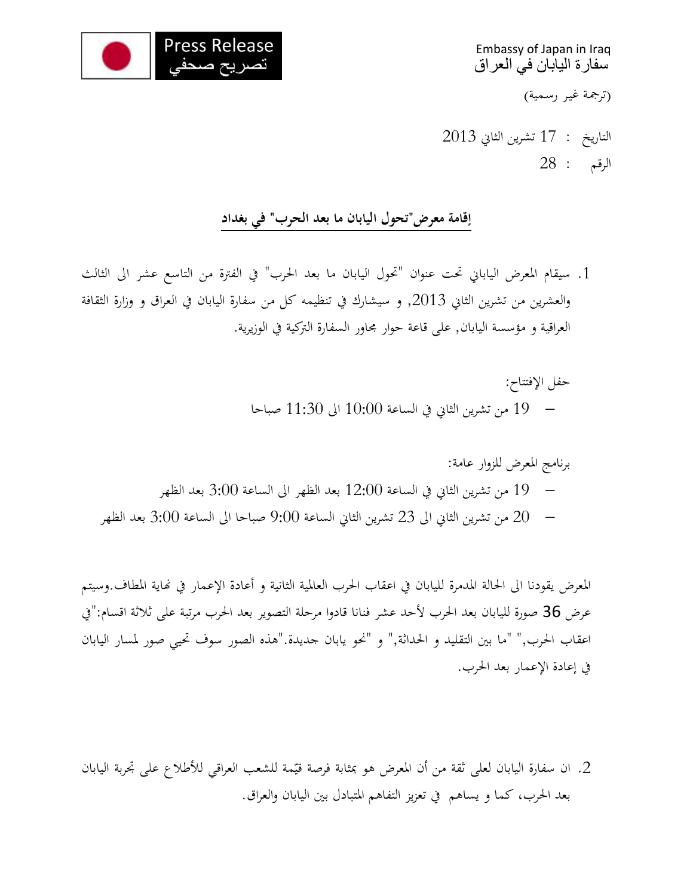Press Release
تصريح صحفي

Embassy of Japan in Iraq
سفارة اليابان في العراق

(ترجمة غير رسمية)

التاريخ : 17 تشرين الثاني 2013
الرقم : 28

## إقامة معرض"تحول اليابان ما بعد الحرب" في بغداد

1. سيقام المعرض الياباني تحت عنوان "تحول اليابان ما بعد الحرب" في الفترة من التاسع عشر الى الثالث والعشرين من تشرين الثاني 2013, و سيشارك في تنظيمه كل من سفارة اليابان في العراق و وزارة الثقافة العراقية و مؤسسة اليابان, على قاعة حوار مجاور السفارة التركية في الوزيرية.

حفل الإفتتاح:
- 19 من تشرين الثاني في الساعة 10:00 الى 11:30 صباحا

برنامج المعرض للزوار عامة:
- 19 من تشرين الثاني في الساعة 12:00 بعد الظهر الى الساعة 3:00 بعد الظهر
- 20 من تشرين الثاني الى 23 تشرين الثاني الساعة 9:00 صباحا الى الساعة 3:00 بعد الظهر

المعرض يقودنا الى الحالة المدمرة لليابان في اعقاب الحرب العالمية الثانية و أعادة الإعمار في نهاية المطاف.وسيتم عرض 36 صورة لليابان بعد الحرب لأحد عشر فنانا قادوا مرحلة التصوير بعد الحرب مرتبة على ثلاثة اقسام:"في اعقاب الحرب," "ما بين التقليد و الحداثة," و "نحو يابان جديدة."هذه الصور سوف تحيي صور لمسار اليابان في إعادة الإعمار بعد الحرب.

2. ان سفارة اليابان لعلى ثقة من أن المعرض هو بمثابة فرصة قيّمة للشعب العراقي للأطلاع على تجربة اليابان بعد الحرب، كما و يساهم في تعزيز التفاهم المتبادل بين اليابان والعراق.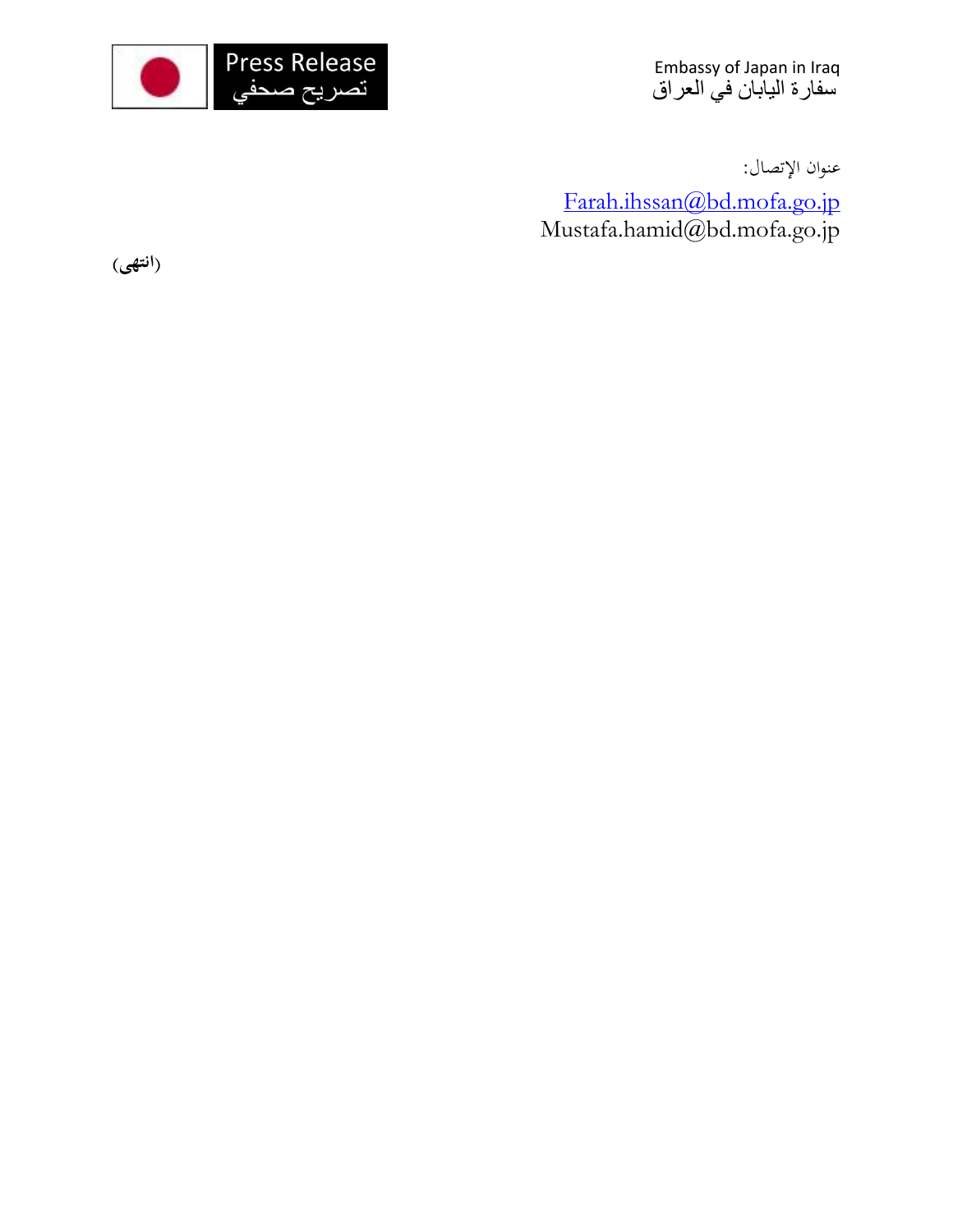عنوان الإتصال:

Farah.ihssan@bd.mofa.go.jp
Mustafa.hamid@bd.mofa.go.jp

**(انتهى)**